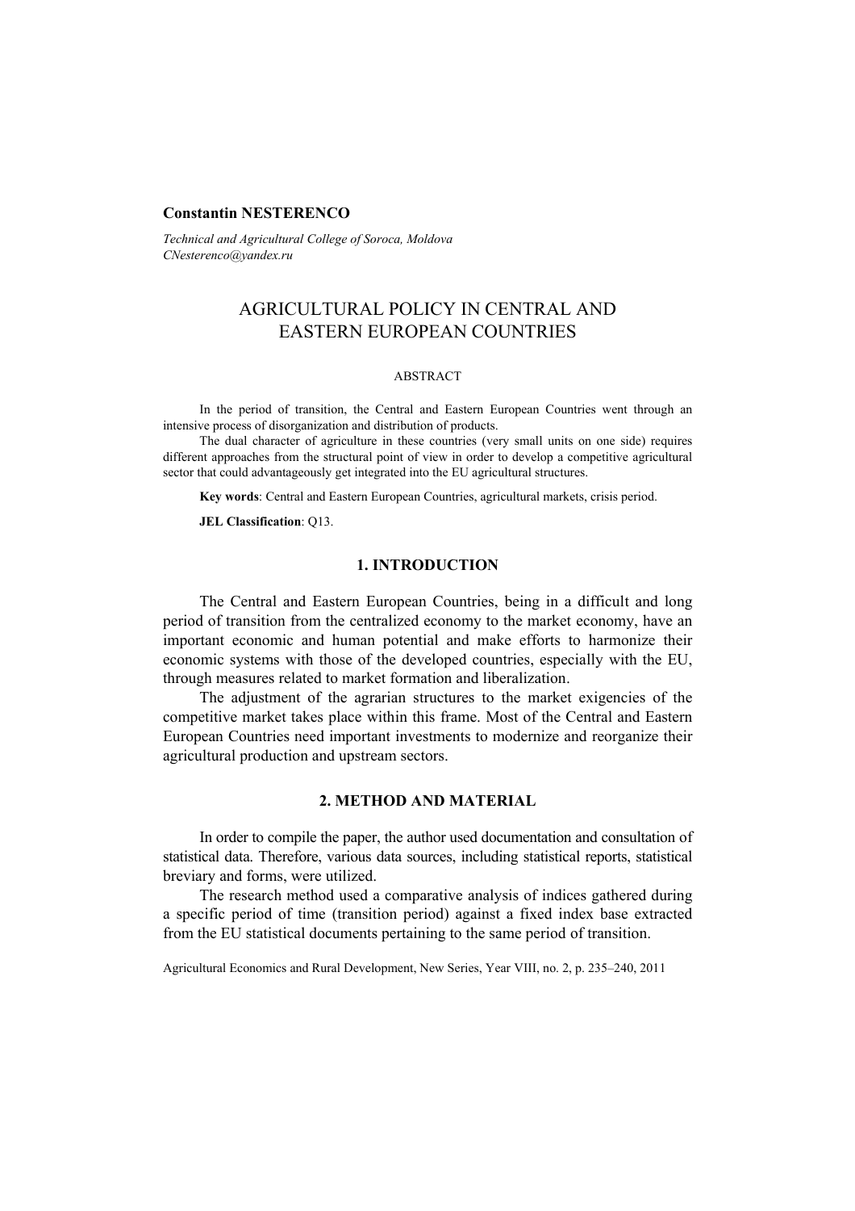**Constantin NESTERENCO**

*Technical and Agricultural College of Soroca, Moldova*
*CNesterenco@yandex.ru*

# AGRICULTURAL POLICY IN CENTRAL AND EASTERN EUROPEAN COUNTRIES

ABSTRACT

In the period of transition, the Central and Eastern European Countries went through an intensive process of disorganization and distribution of products.

The dual character of agriculture in these countries (very small units on one side) requires different approaches from the structural point of view in order to develop a competitive agricultural sector that could advantageously get integrated into the EU agricultural structures.

**Key words**: Central and Eastern European Countries, agricultural markets, crisis period.

**JEL Classification**: Q13.

## 1. INTRODUCTION

The Central and Eastern European Countries, being in a difficult and long period of transition from the centralized economy to the market economy, have an important economic and human potential and make efforts to harmonize their economic systems with those of the developed countries, especially with the EU, through measures related to market formation and liberalization.

The adjustment of the agrarian structures to the market exigencies of the competitive market takes place within this frame. Most of the Central and Eastern European Countries need important investments to modernize and reorganize their agricultural production and upstream sectors.

## 2. METHOD AND MATERIAL

In order to compile the paper, the author used documentation and consultation of statistical data. Therefore, various data sources, including statistical reports, statistical breviary and forms, were utilized.

The research method used a comparative analysis of indices gathered during a specific period of time (transition period) against a fixed index base extracted from the EU statistical documents pertaining to the same period of transition.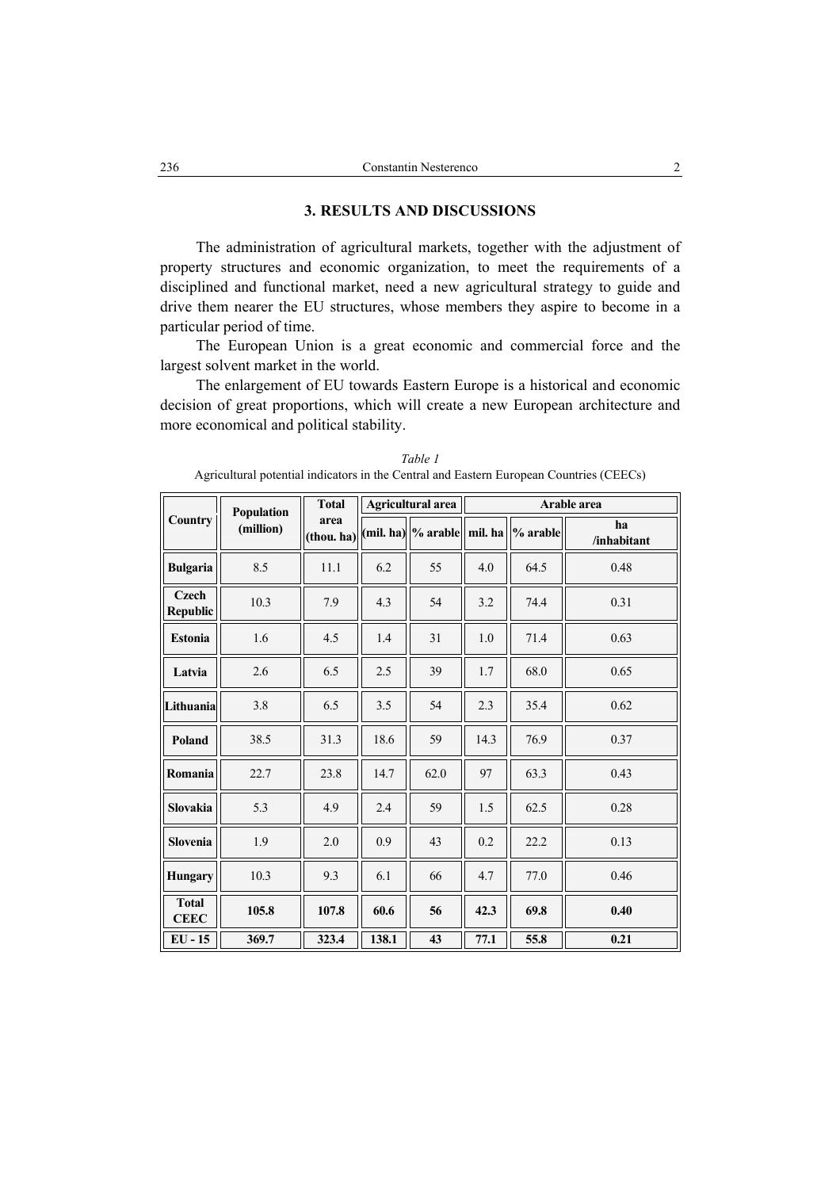## 3. RESULTS AND DISCUSSIONS

The administration of agricultural markets, together with the adjustment of property structures and economic organization, to meet the requirements of a disciplined and functional market, need a new agricultural strategy to guide and drive them nearer the EU structures, whose members they aspire to become in a particular period of time.

The European Union is a great economic and commercial force and the largest solvent market in the world.

The enlargement of EU towards Eastern Europe is a historical and economic decision of great proportions, which will create a new European architecture and more economical and political stability.

*Table 1*

Agricultural potential indicators in the Central and Eastern European Countries (CEECs)

| Country | Population (million) | Total area (thou. ha) | Agricultural area | | Arable area | | |
|---|---|---|---|---|---|---|---|
| | | | (mil. ha) | % arable | mil. ha | % arable | ha /inhabitant |
| **Bulgaria** | 8.5 | 11.1 | 6.2 | 55 | 4.0 | 64.5 | 0.48 |
| **Czech Republic** | 10.3 | 7.9 | 4.3 | 54 | 3.2 | 74.4 | 0.31 |
| **Estonia** | 1.6 | 4.5 | 1.4 | 31 | 1.0 | 71.4 | 0.63 |
| **Latvia** | 2.6 | 6.5 | 2.5 | 39 | 1.7 | 68.0 | 0.65 |
| **Lithuania** | 3.8 | 6.5 | 3.5 | 54 | 2.3 | 35.4 | 0.62 |
| **Poland** | 38.5 | 31.3 | 18.6 | 59 | 14.3 | 76.9 | 0.37 |
| **Romania** | 22.7 | 23.8 | 14.7 | 62.0 | 97 | 63.3 | 0.43 |
| **Slovakia** | 5.3 | 4.9 | 2.4 | 59 | 1.5 | 62.5 | 0.28 |
| **Slovenia** | 1.9 | 2.0 | 0.9 | 43 | 0.2 | 22.2 | 0.13 |
| **Hungary** | 10.3 | 9.3 | 6.1 | 66 | 4.7 | 77.0 | 0.46 |
| **Total CEEC** | **105.8** | **107.8** | **60.6** | **56** | **42.3** | **69.8** | **0.40** |
| **EU - 15** | **369.7** | **323.4** | **138.1** | **43** | **77.1** | **55.8** | **0.21** |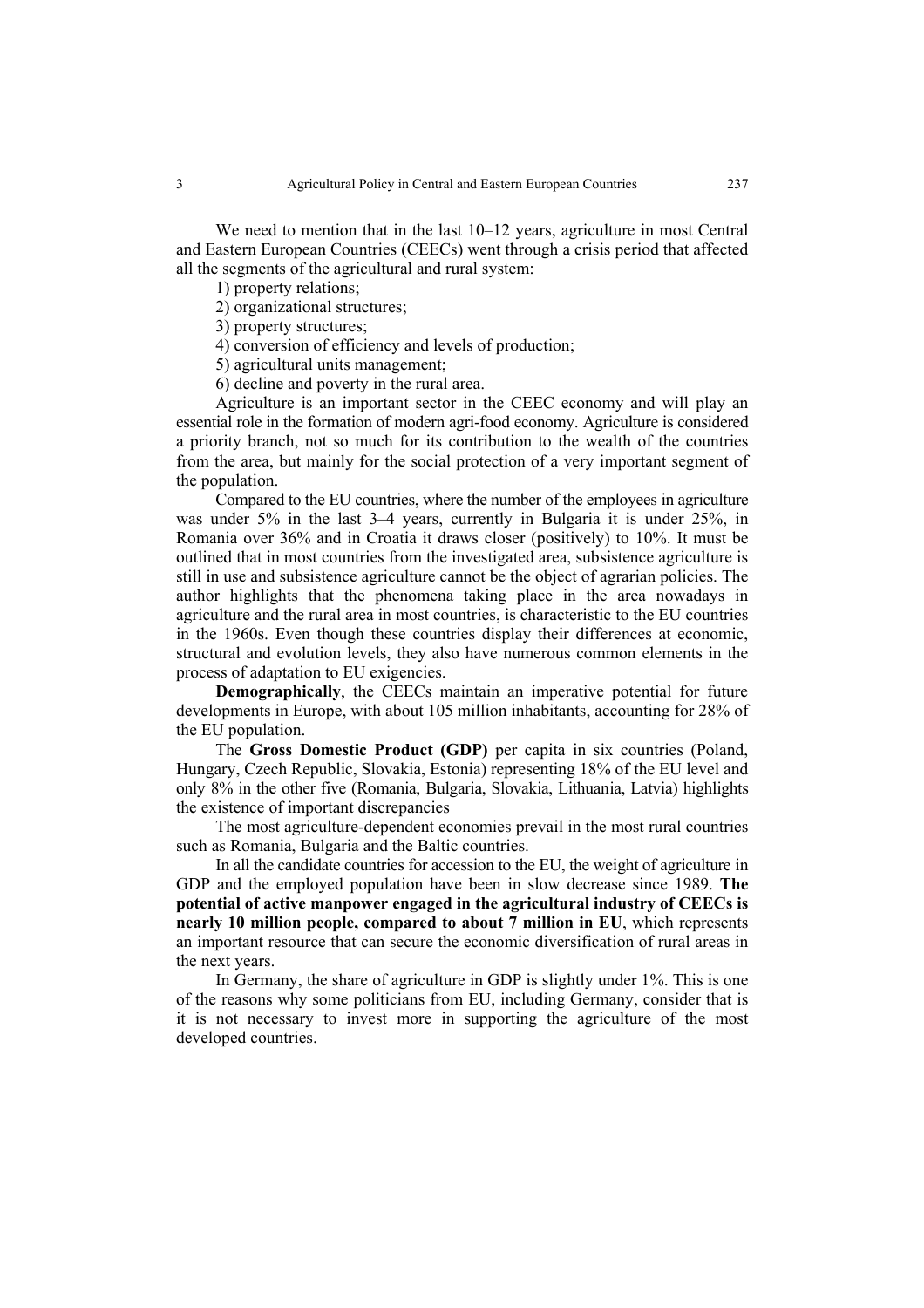We need to mention that in the last 10–12 years, agriculture in most Central and Eastern European Countries (CEECs) went through a crisis period that affected all the segments of the agricultural and rural system:

1) property relations;
2) organizational structures;
3) property structures;
4) conversion of efficiency and levels of production;
5) agricultural units management;
6) decline and poverty in the rural area.

Agriculture is an important sector in the CEEC economy and will play an essential role in the formation of modern agri-food economy. Agriculture is considered a priority branch, not so much for its contribution to the wealth of the countries from the area, but mainly for the social protection of a very important segment of the population.

Compared to the EU countries, where the number of the employees in agriculture was under 5% in the last 3–4 years, currently in Bulgaria it is under 25%, in Romania over 36% and in Croatia it draws closer (positively) to 10%. It must be outlined that in most countries from the investigated area, subsistence agriculture is still in use and subsistence agriculture cannot be the object of agrarian policies. The author highlights that the phenomena taking place in the area nowadays in agriculture and the rural area in most countries, is characteristic to the EU countries in the 1960s. Even though these countries display their differences at economic, structural and evolution levels, they also have numerous common elements in the process of adaptation to EU exigencies.

**Demographically**, the CEECs maintain an imperative potential for future developments in Europe, with about 105 million inhabitants, accounting for 28% of the EU population.

The **Gross Domestic Product (GDP)** per capita in six countries (Poland, Hungary, Czech Republic, Slovakia, Estonia) representing 18% of the EU level and only 8% in the other five (Romania, Bulgaria, Slovakia, Lithuania, Latvia) highlights the existence of important discrepancies

The most agriculture-dependent economies prevail in the most rural countries such as Romania, Bulgaria and the Baltic countries.

In all the candidate countries for accession to the EU, the weight of agriculture in GDP and the employed population have been in slow decrease since 1989. **The potential of active manpower engaged in the agricultural industry of CEECs is nearly 10 million people, compared to about 7 million in EU**, which represents an important resource that can secure the economic diversification of rural areas in the next years.

In Germany, the share of agriculture in GDP is slightly under 1%. This is one of the reasons why some politicians from EU, including Germany, consider that is it is not necessary to invest more in supporting the agriculture of the most developed countries.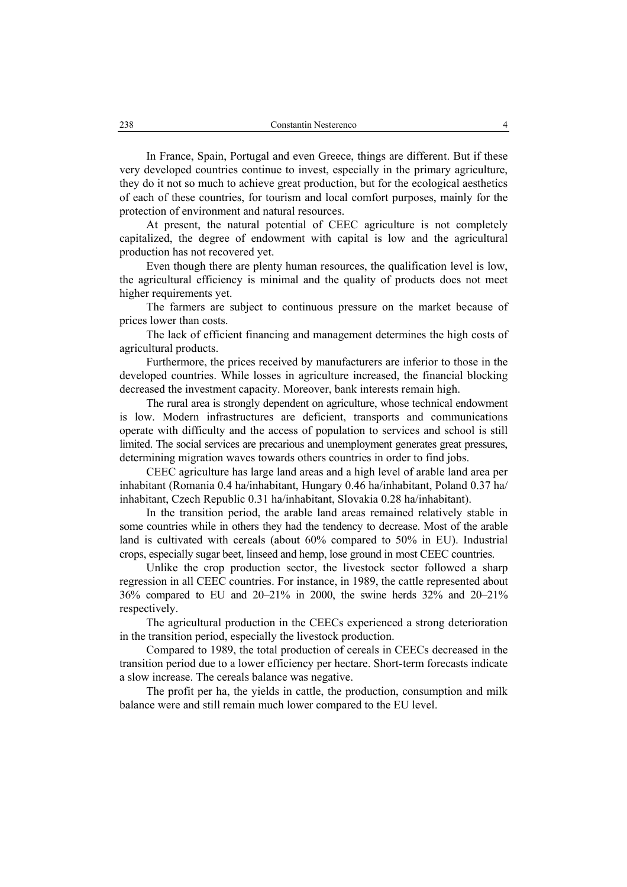In France, Spain, Portugal and even Greece, things are different. But if these very developed countries continue to invest, especially in the primary agriculture, they do it not so much to achieve great production, but for the ecological aesthetics of each of these countries, for tourism and local comfort purposes, mainly for the protection of environment and natural resources.

At present, the natural potential of CEEC agriculture is not completely capitalized, the degree of endowment with capital is low and the agricultural production has not recovered yet.

Even though there are plenty human resources, the qualification level is low, the agricultural efficiency is minimal and the quality of products does not meet higher requirements yet.

The farmers are subject to continuous pressure on the market because of prices lower than costs.

The lack of efficient financing and management determines the high costs of agricultural products.

Furthermore, the prices received by manufacturers are inferior to those in the developed countries. While losses in agriculture increased, the financial blocking decreased the investment capacity. Moreover, bank interests remain high.

The rural area is strongly dependent on agriculture, whose technical endowment is low. Modern infrastructures are deficient, transports and communications operate with difficulty and the access of population to services and school is still limited. The social services are precarious and unemployment generates great pressures, determining migration waves towards others countries in order to find jobs.

CEEC agriculture has large land areas and a high level of arable land area per inhabitant (Romania 0.4 ha/inhabitant, Hungary 0.46 ha/inhabitant, Poland 0.37 ha/ inhabitant, Czech Republic 0.31 ha/inhabitant, Slovakia 0.28 ha/inhabitant).

In the transition period, the arable land areas remained relatively stable in some countries while in others they had the tendency to decrease. Most of the arable land is cultivated with cereals (about 60% compared to 50% in EU). Industrial crops, especially sugar beet, linseed and hemp, lose ground in most CEEC countries.

Unlike the crop production sector, the livestock sector followed a sharp regression in all CEEC countries. For instance, in 1989, the cattle represented about 36% compared to EU and 20–21% in 2000, the swine herds 32% and 20–21% respectively.

The agricultural production in the CEECs experienced a strong deterioration in the transition period, especially the livestock production.

Compared to 1989, the total production of cereals in CEECs decreased in the transition period due to a lower efficiency per hectare. Short-term forecasts indicate a slow increase. The cereals balance was negative.

The profit per ha, the yields in cattle, the production, consumption and milk balance were and still remain much lower compared to the EU level.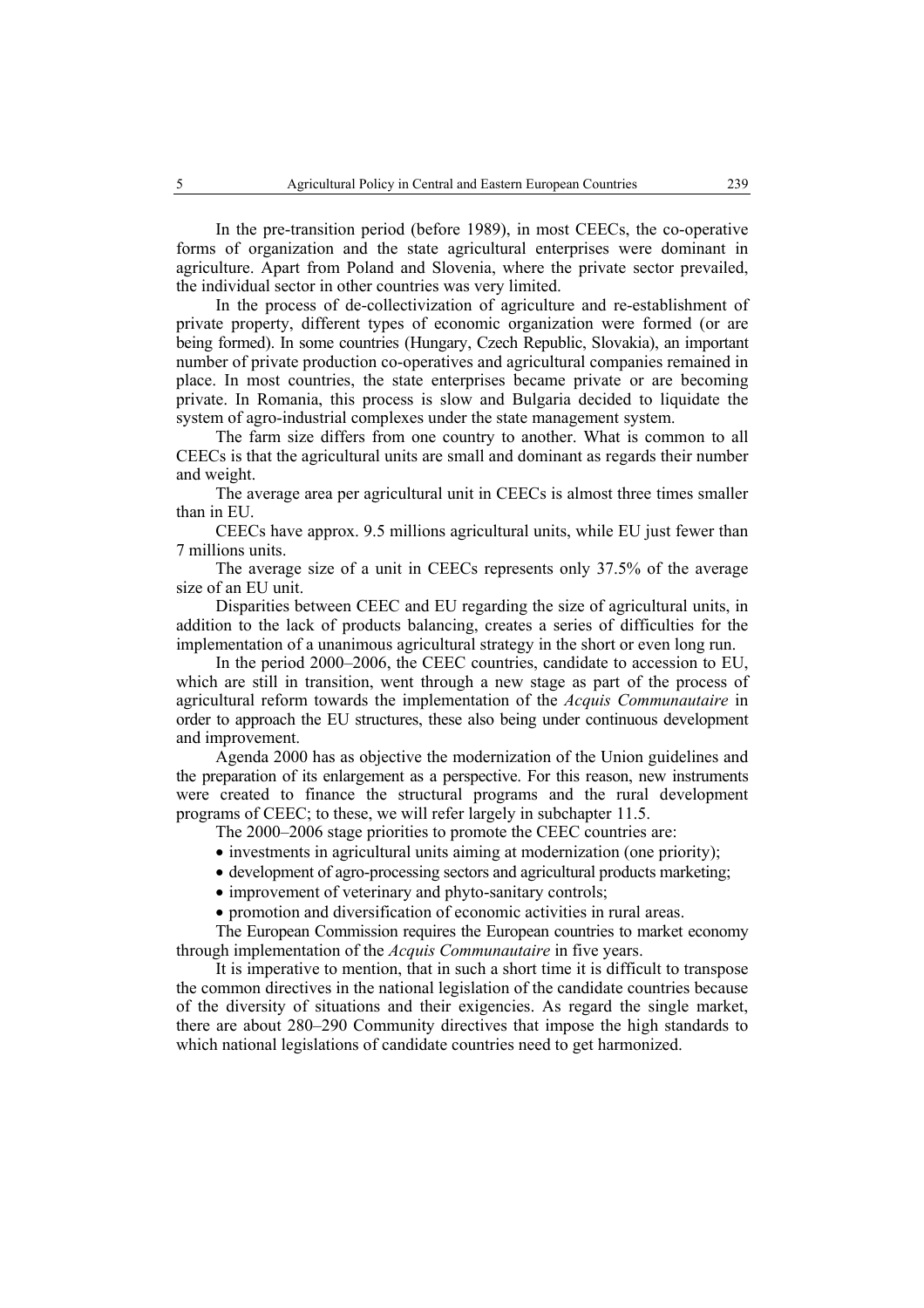In the pre-transition period (before 1989), in most CEECs, the co-operative forms of organization and the state agricultural enterprises were dominant in agriculture. Apart from Poland and Slovenia, where the private sector prevailed, the individual sector in other countries was very limited.

In the process of de-collectivization of agriculture and re-establishment of private property, different types of economic organization were formed (or are being formed). In some countries (Hungary, Czech Republic, Slovakia), an important number of private production co-operatives and agricultural companies remained in place. In most countries, the state enterprises became private or are becoming private. In Romania, this process is slow and Bulgaria decided to liquidate the system of agro-industrial complexes under the state management system.

The farm size differs from one country to another. What is common to all CEECs is that the agricultural units are small and dominant as regards their number and weight.

The average area per agricultural unit in CEECs is almost three times smaller than in EU.

CEECs have approx. 9.5 millions agricultural units, while EU just fewer than 7 millions units.

The average size of a unit in CEECs represents only 37.5% of the average size of an EU unit.

Disparities between CEEC and EU regarding the size of agricultural units, in addition to the lack of products balancing, creates a series of difficulties for the implementation of a unanimous agricultural strategy in the short or even long run.

In the period 2000–2006, the CEEC countries, candidate to accession to EU, which are still in transition, went through a new stage as part of the process of agricultural reform towards the implementation of the *Acquis Communautaire* in order to approach the EU structures, these also being under continuous development and improvement.

Agenda 2000 has as objective the modernization of the Union guidelines and the preparation of its enlargement as a perspective. For this reason, new instruments were created to finance the structural programs and the rural development programs of CEEC; to these, we will refer largely in subchapter 11.5.

The 2000–2006 stage priorities to promote the CEEC countries are:

- investments in agricultural units aiming at modernization (one priority);
- development of agro-processing sectors and agricultural products marketing;
- improvement of veterinary and phyto-sanitary controls;
- promotion and diversification of economic activities in rural areas.

The European Commission requires the European countries to market economy through implementation of the *Acquis Communautaire* in five years.

It is imperative to mention, that in such a short time it is difficult to transpose the common directives in the national legislation of the candidate countries because of the diversity of situations and their exigencies. As regard the single market, there are about 280–290 Community directives that impose the high standards to which national legislations of candidate countries need to get harmonized.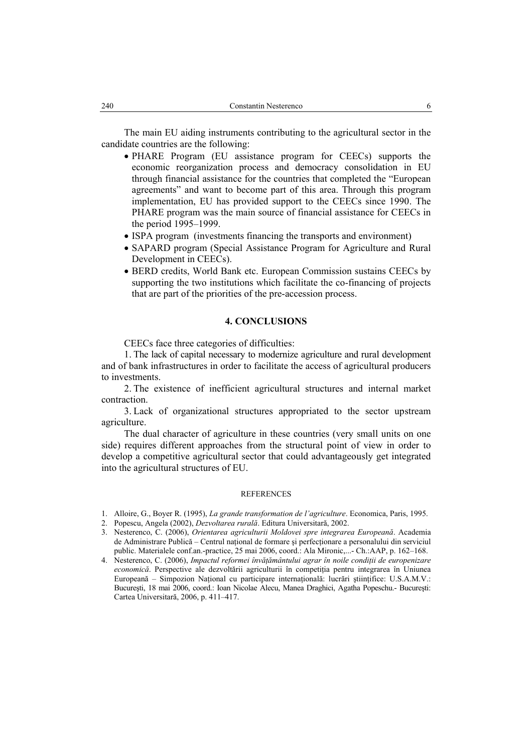The main EU aiding instruments contributing to the agricultural sector in the candidate countries are the following:

- PHARE Program (EU assistance program for CEECs) supports the economic reorganization process and democracy consolidation in EU through financial assistance for the countries that completed the "European agreements" and want to become part of this area. Through this program implementation, EU has provided support to the CEECs since 1990. The PHARE program was the main source of financial assistance for CEECs in the period 1995–1999.
- ISPA program (investments financing the transports and environment)
- SAPARD program (Special Assistance Program for Agriculture and Rural Development in CEECs).
- BERD credits, World Bank etc. European Commission sustains CEECs by supporting the two institutions which facilitate the co-financing of projects that are part of the priorities of the pre-accession process.

## 4. CONCLUSIONS

CEECs face three categories of difficulties:

1. The lack of capital necessary to modernize agriculture and rural development and of bank infrastructures in order to facilitate the access of agricultural producers to investments.

2. The existence of inefficient agricultural structures and internal market contraction.

3. Lack of organizational structures appropriated to the sector upstream agriculture.

The dual character of agriculture in these countries (very small units on one side) requires different approaches from the structural point of view in order to develop a competitive agricultural sector that could advantageously get integrated into the agricultural structures of EU.

### REFERENCES

1. Alloire, G., Boyer R. (1995), *La grande transformation de l'agriculture*. Economica, Paris, 1995.
2. Popescu, Angela (2002), *Dezvoltarea rurală*. Editura Universitară, 2002.
3. Nesterenco, C. (2006), *Orientarea agriculturii Moldovei spre integrarea Europeană*. Academia de Administrare Publică – Centrul naţional de formare şi perfecţionare a personalului din serviciul public. Materialele conf.an.-practice, 25 mai 2006, coord.: Ala Mironic,...- Ch.:AAP, p. 162–168.
4. Nesterenco, C. (2006), *Impactul reformei învăţământului agrar în noile condiţii de europenizare economică*. Perspective ale dezvoltării agriculturii în competiţia pentru integrarea în Uniunea Europeană – Simpozion Naţional cu participare internaţională: lucrări ştiinţifice: U.S.A.M.V.: Bucureşti, 18 mai 2006, coord.: Ioan Nicolae Alecu, Manea Draghici, Agatha Popeschu.- Bucureşti: Cartea Universitară, 2006, p. 411–417.